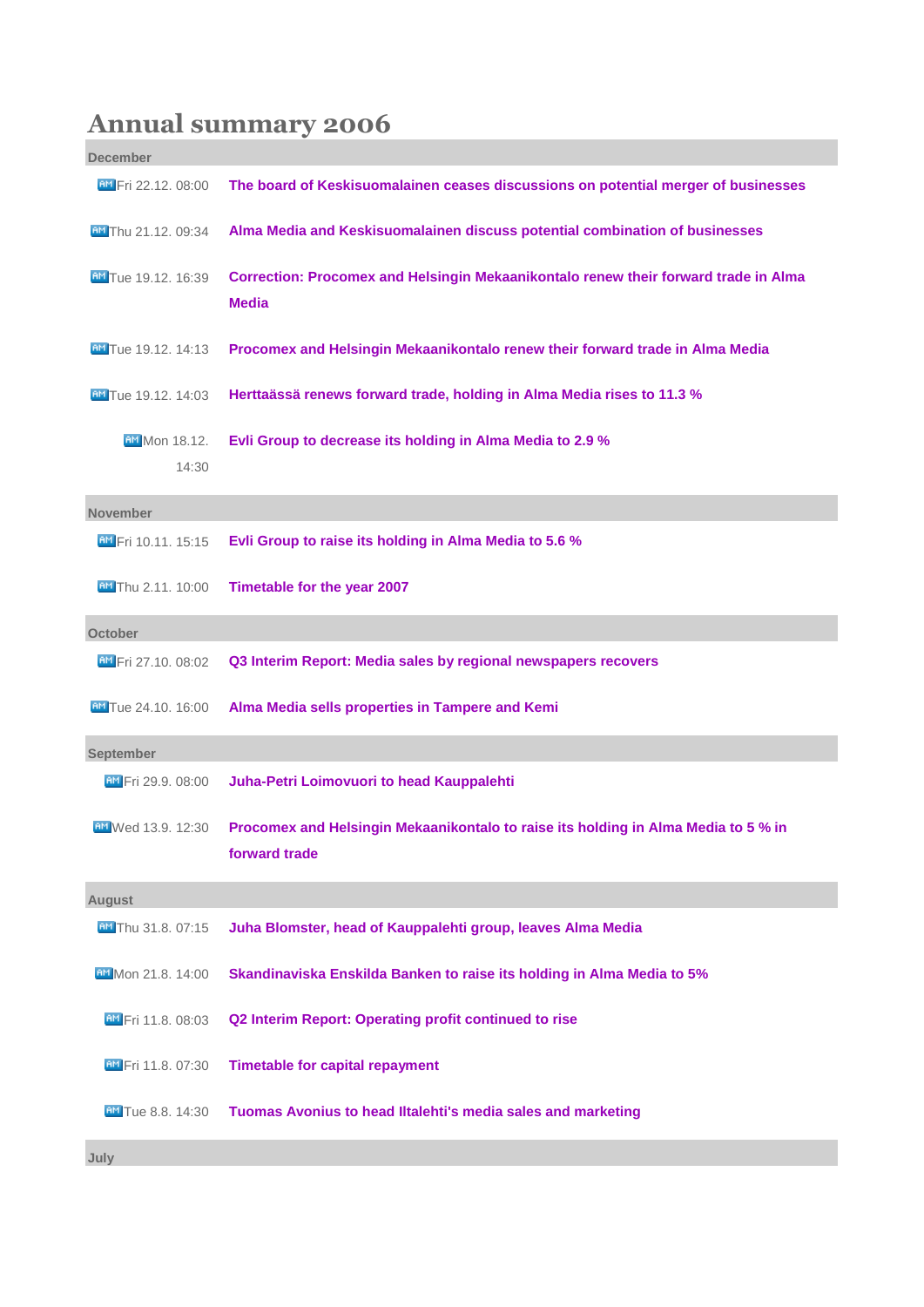# Annual summary 2006

## December

| | |
|---|---|
| Fri 22.12. 08:00 | **The board of Keskisuomalainen ceases discussions on potential merger of businesses** |
| Thu 21.12. 09:34 | **Alma Media and Keskisuomalainen discuss potential combination of businesses** |
| Tue 19.12. 16:39 | **Correction: Procomex and Helsingin Mekaanikontalo renew their forward trade in Alma Media** |
| Tue 19.12. 14:13 | **Procomex and Helsingin Mekaanikontalo renew their forward trade in Alma Media** |
| Tue 19.12. 14:03 | **Herttaässä renews forward trade, holding in Alma Media rises to 11.3 %** |
| Mon 18.12. 14:30 | **Evli Group to decrease its holding in Alma Media to 2.9 %** |

## November

| | |
|---|---|
| Fri 10.11. 15:15 | **Evli Group to raise its holding in Alma Media to 5.6 %** |
| Thu 2.11. 10:00 | **Timetable for the year 2007** |

## October

| | |
|---|---|
| Fri 27.10. 08:02 | **Q3 Interim Report: Media sales by regional newspapers recovers** |
| Tue 24.10. 16:00 | **Alma Media sells properties in Tampere and Kemi** |

## September

| | |
|---|---|
| Fri 29.9. 08:00 | **Juha-Petri Loimovuori to head Kauppalehti** |
| Wed 13.9. 12:30 | **Procomex and Helsingin Mekaanikontalo to raise its holding in Alma Media to 5 % in forward trade** |

## August

| | |
|---|---|
| Thu 31.8. 07:15 | **Juha Blomster, head of Kauppalehti group, leaves Alma Media** |
| Mon 21.8. 14:00 | **Skandinaviska Enskilda Banken to raise its holding in Alma Media to 5%** |
| Fri 11.8. 08:03 | **Q2 Interim Report: Operating profit continued to rise** |
| Fri 11.8. 07:30 | **Timetable for capital repayment** |
| Tue 8.8. 14:30 | **Tuomas Avonius to head Iltalehti's media sales and marketing** |

## July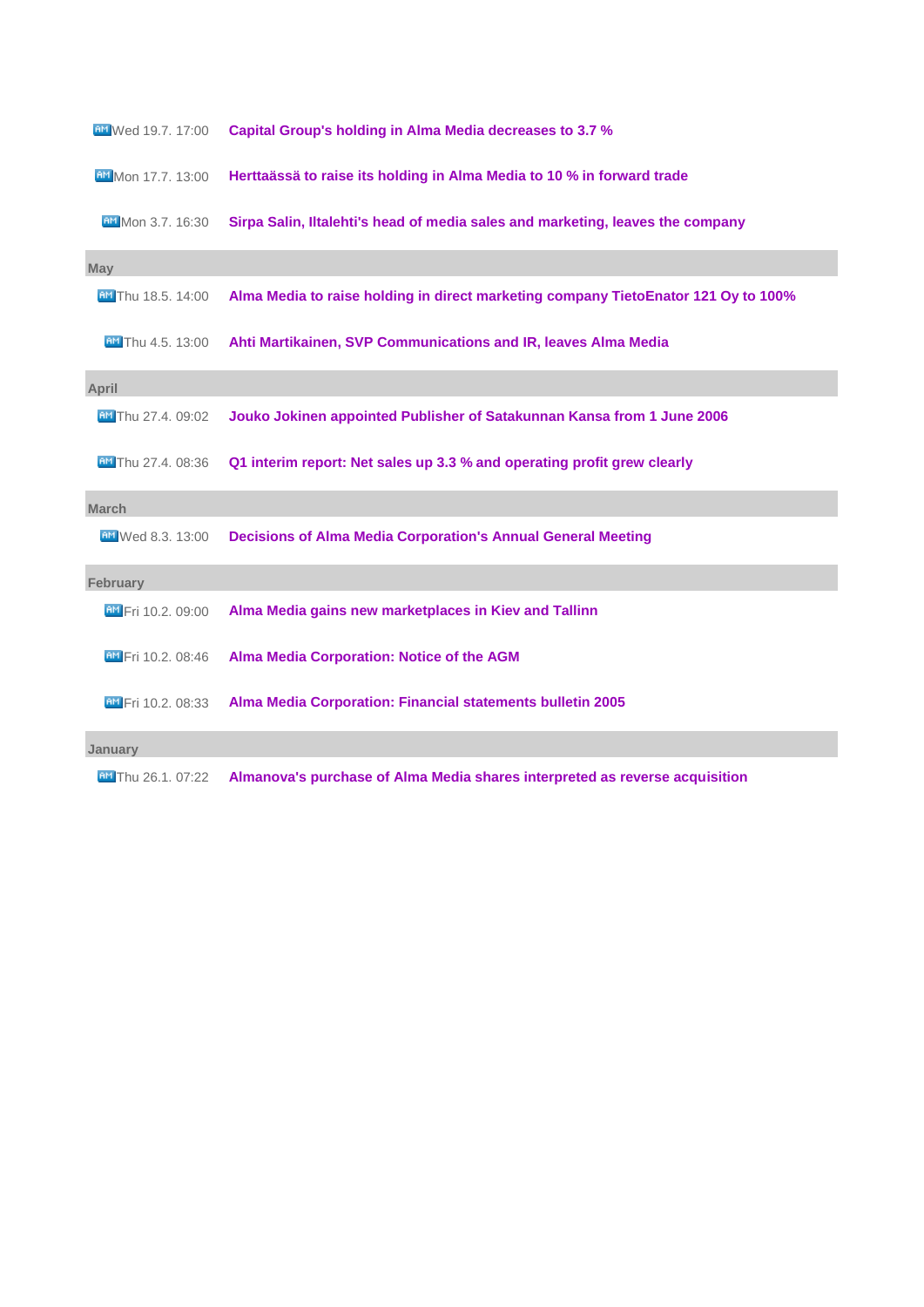Wed 19.7. 17:00 **Capital Group's holding in Alma Media decreases to 3.7 %**

Mon 17.7. 13:00 **Herttaässä to raise its holding in Alma Media to 10 % in forward trade**

Mon 3.7. 16:30 **Sirpa Salin, Iltalehti's head of media sales and marketing, leaves the company**

## May

Thu 18.5. 14:00 **Alma Media to raise holding in direct marketing company TietoEnator 121 Oy to 100%**

Thu 4.5. 13:00 **Ahti Martikainen, SVP Communications and IR, leaves Alma Media**

## April

Thu 27.4. 09:02 **Jouko Jokinen appointed Publisher of Satakunnan Kansa from 1 June 2006**

Thu 27.4. 08:36 **Q1 interim report: Net sales up 3.3 % and operating profit grew clearly**

## March

Wed 8.3. 13:00 **Decisions of Alma Media Corporation's Annual General Meeting**

## February

Fri 10.2. 09:00 **Alma Media gains new marketplaces in Kiev and Tallinn**

Fri 10.2. 08:46 **Alma Media Corporation: Notice of the AGM**

Fri 10.2. 08:33 **Alma Media Corporation: Financial statements bulletin 2005**

## January

Thu 26.1. 07:22 **Almanova's purchase of Alma Media shares interpreted as reverse acquisition**